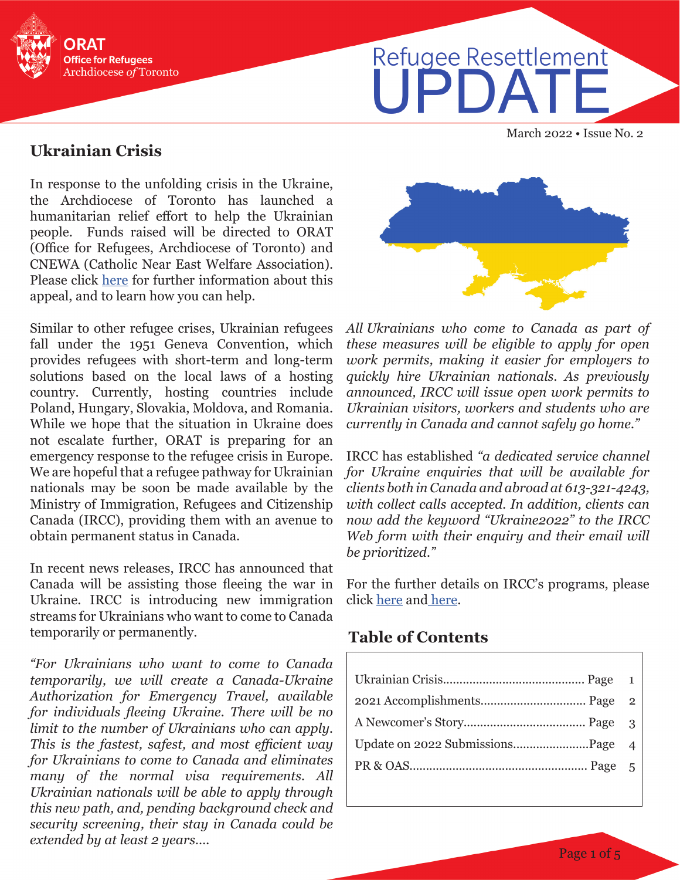ORAT
Office for Refugees
Archdiocese *of* Toronto

# Refugee Resettlement UPDATE

March 2022 • Issue No. 2

## Ukrainian Crisis

In response to the unfolding crisis in the Ukraine, the Archdiocese of Toronto has launched a humanitarian relief effort to help the Ukrainian people. Funds raised will be directed to ORAT (Office for Refugees, Archdiocese of Toronto) and CNEWA (Catholic Near East Welfare Association). Please click here for further information about this appeal, and to learn how you can help.

Similar to other refugee crises, Ukrainian refugees fall under the 1951 Geneva Convention, which provides refugees with short-term and long-term solutions based on the local laws of a hosting country. Currently, hosting countries include Poland, Hungary, Slovakia, Moldova, and Romania. While we hope that the situation in Ukraine does not escalate further, ORAT is preparing for an emergency response to the refugee crisis in Europe. We are hopeful that a refugee pathway for Ukrainian nationals may be soon be made available by the Ministry of Immigration, Refugees and Citizenship Canada (IRCC), providing them with an avenue to obtain permanent status in Canada.

In recent news releases, IRCC has announced that Canada will be assisting those fleeing the war in Ukraine. IRCC is introducing new immigration streams for Ukrainians who want to come to Canada temporarily or permanently.

*"For Ukrainians who want to come to Canada temporarily, we will create a Canada-Ukraine Authorization for Emergency Travel, available for individuals fleeing Ukraine. There will be no limit to the number of Ukrainians who can apply. This is the fastest, safest, and most efficient way for Ukrainians to come to Canada and eliminates many of the normal visa requirements. All Ukrainian nationals will be able to apply through this new path, and, pending background check and security screening, their stay in Canada could be extended by at least 2 years.... All Ukrainians who come to Canada as part of these measures will be eligible to apply for open work permits, making it easier for employers to quickly hire Ukrainian nationals. As previously announced, IRCC will issue open work permits to Ukrainian visitors, workers and students who are currently in Canada and cannot safely go home."*

IRCC has established *"a dedicated service channel for Ukraine enquiries that will be available for clients both in Canada and abroad at 613-321-4243, with collect calls accepted. In addition, clients can now add the keyword "Ukraine2022" to the IRCC Web form with their enquiry and their email will be prioritized."*

For the further details on IRCC's programs, please click here and here.

## Table of Contents

| | |
|---|---|
| Ukrainian Crisis | Page 1 |
| 2021 Accomplishments | Page 2 |
| A Newcomer's Story | Page 3 |
| Update on 2022 Submissions | Page 4 |
| PR & OAS | Page 5 |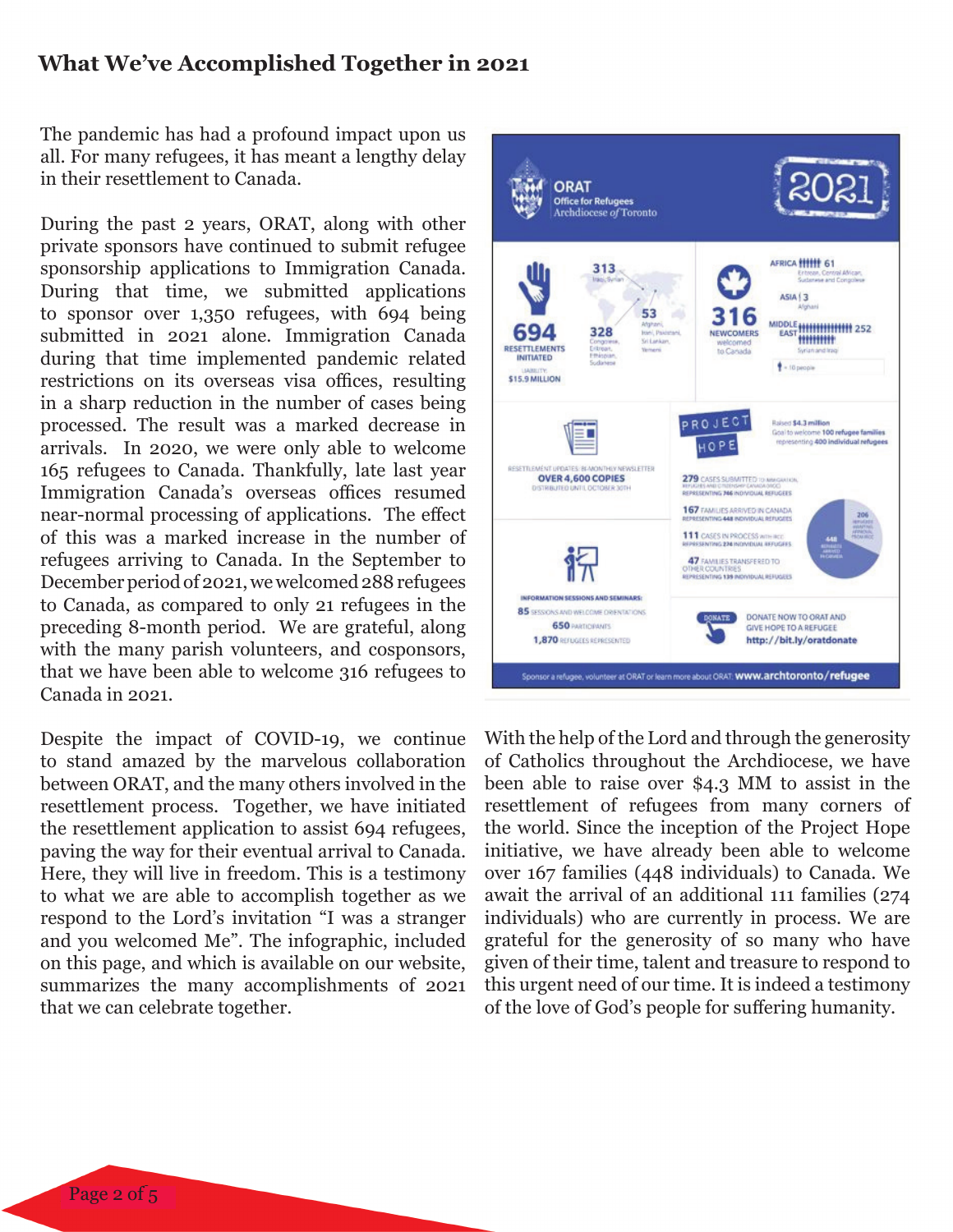## What We've Accomplished Together in 2021

The pandemic has had a profound impact upon us all. For many refugees, it has meant a lengthy delay in their resettlement to Canada.

During the past 2 years, ORAT, along with other private sponsors have continued to submit refugee sponsorship applications to Immigration Canada. During that time, we submitted applications to sponsor over 1,350 refugees, with 694 being submitted in 2021 alone. Immigration Canada during that time implemented pandemic related restrictions on its overseas visa offices, resulting in a sharp reduction in the number of cases being processed. The result was a marked decrease in arrivals. In 2020, we were only able to welcome 165 refugees to Canada. Thankfully, late last year Immigration Canada's overseas offices resumed near-normal processing of applications. The effect of this was a marked increase in the number of refugees arriving to Canada. In the September to December period of 2021, we welcomed 288 refugees to Canada, as compared to only 21 refugees in the preceding 8-month period. We are grateful, along with the many parish volunteers, and cosponsors, that we have been able to welcome 316 refugees to Canada in 2021.

**ORAT** – Office for Refugees, Archdiocese *of* Toronto — **2021**

- **694** RESETTLEMENTS INITIATED — LIABILITY: $15.9 MILLION
  - 313 Iraqi, Syrian
  - 328 Congolese, Eritrean, Ethiopian, Sudanese
  - 53 Afghani, Irani, Pakistani, Sri Lankan, Yemeni
- **316** NEWCOMERS welcomed to Canada
  - AFRICA | 61 — Eritrean, Central African, Sudanese and Congolese
  - ASIA | 3 — Afghani
  - MIDDLE EAST | 252 — Syrian and Iraqi
  - (1 icon = 10 people)
- RESETTLEMENT UPDATES: BI-MONTHLY NEWSLETTER — **OVER 4,600 COPIES** DISTRIBUTED UNTIL OCTOBER 30TH
- **PROJECT HOPE** — Raised $4.3 million. Goal to welcome 100 refugee families representing 400 individual refugees
  - 279 CASES SUBMITTED TO IMMIGRATION, REFUGEES AND CITIZENSHIP CANADA (IRCC) REPRESENTING 746 INDIVIDUAL REFUGEES
  - 167 FAMILIES ARRIVED IN CANADA REPRESENTING 448 INDIVIDUAL REFUGEES
  - 111 CASES IN PROCESS WITH IRCC REPRESENTING 274 INDIVIDUAL REFUGEES
  - 47 FAMILIES TRANSFERRED TO OTHER COUNTRIES REPRESENTING 139 INDIVIDUAL REFUGEES
  - 206 REFUGEES AWAITING APPROVAL PROCESS; 448 REFUGEES ARRIVED IN CANADA
- INFORMATION SESSIONS AND SEMINARS: 85 SESSIONS AND WELCOME ORIENTATIONS; 650 PARTICIPANTS; 1,870 REFUGEES REPRESENTED
- DONATE NOW TO ORAT AND GIVE HOPE TO A REFUGEE — http://bit.ly/oratdonate
- Sponsor a refugee, volunteer at ORAT or learn more about ORAT: www.archtoronto/refugee

Despite the impact of COVID-19, we continue to stand amazed by the marvelous collaboration between ORAT, and the many others involved in the resettlement process. Together, we have initiated the resettlement application to assist 694 refugees, paving the way for their eventual arrival to Canada. Here, they will live in freedom. This is a testimony to what we are able to accomplish together as we respond to the Lord's invitation "I was a stranger and you welcomed Me". The infographic, included on this page, and which is available on our website, summarizes the many accomplishments of 2021 that we can celebrate together.

With the help of the Lord and through the generosity of Catholics throughout the Archdiocese, we have been able to raise over $4.3 MM to assist in the resettlement of refugees from many corners of the world. Since the inception of the Project Hope initiative, we have already been able to welcome over 167 families (448 individuals) to Canada. We await the arrival of an additional 111 families (274 individuals) who are currently in process. We are grateful for the generosity of so many who have given of their time, talent and treasure to respond to this urgent need of our time. It is indeed a testimony of the love of God's people for suffering humanity.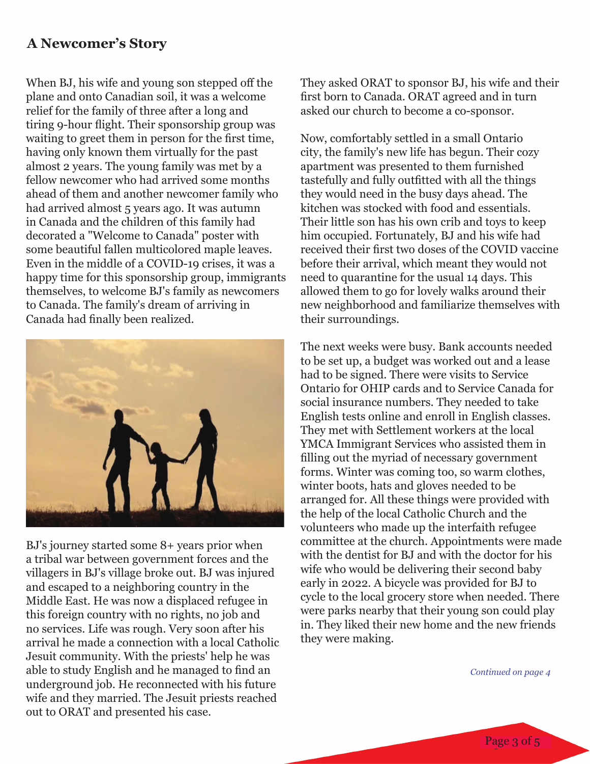## A Newcomer's Story

When BJ, his wife and young son stepped off the plane and onto Canadian soil, it was a welcome relief for the family of three after a long and tiring 9-hour flight. Their sponsorship group was waiting to greet them in person for the first time, having only known them virtually for the past almost 2 years. The young family was met by a fellow newcomer who had arrived some months ahead of them and another newcomer family who had arrived almost 5 years ago. It was autumn in Canada and the children of this family had decorated a "Welcome to Canada" poster with some beautiful fallen multicolored maple leaves. Even in the middle of a COVID-19 crises, it was a happy time for this sponsorship group, immigrants themselves, to welcome BJ's family as newcomers to Canada. The family's dream of arriving in Canada had finally been realized.

BJ's journey started some 8+ years prior when a tribal war between government forces and the villagers in BJ's village broke out. BJ was injured and escaped to a neighboring country in the Middle East. He was now a displaced refugee in this foreign country with no rights, no job and no services. Life was rough. Very soon after his arrival he made a connection with a local Catholic Jesuit community. With the priests' help he was able to study English and he managed to find an underground job. He reconnected with his future wife and they married. The Jesuit priests reached out to ORAT and presented his case.

They asked ORAT to sponsor BJ, his wife and their first born to Canada. ORAT agreed and in turn asked our church to become a co-sponsor.

Now, comfortably settled in a small Ontario city, the family's new life has begun. Their cozy apartment was presented to them furnished tastefully and fully outfitted with all the things they would need in the busy days ahead. The kitchen was stocked with food and essentials. Their little son has his own crib and toys to keep him occupied. Fortunately, BJ and his wife had received their first two doses of the COVID vaccine before their arrival, which meant they would not need to quarantine for the usual 14 days. This allowed them to go for lovely walks around their new neighborhood and familiarize themselves with their surroundings.

The next weeks were busy. Bank accounts needed to be set up, a budget was worked out and a lease had to be signed. There were visits to Service Ontario for OHIP cards and to Service Canada for social insurance numbers. They needed to take English tests online and enroll in English classes. They met with Settlement workers at the local YMCA Immigrant Services who assisted them in filling out the myriad of necessary government forms. Winter was coming too, so warm clothes, winter boots, hats and gloves needed to be arranged for. All these things were provided with the help of the local Catholic Church and the volunteers who made up the interfaith refugee committee at the church. Appointments were made with the dentist for BJ and with the doctor for his wife who would be delivering their second baby early in 2022. A bicycle was provided for BJ to cycle to the local grocery store when needed. There were parks nearby that their young son could play in. They liked their new home and the new friends they were making.

*Continued on page 4*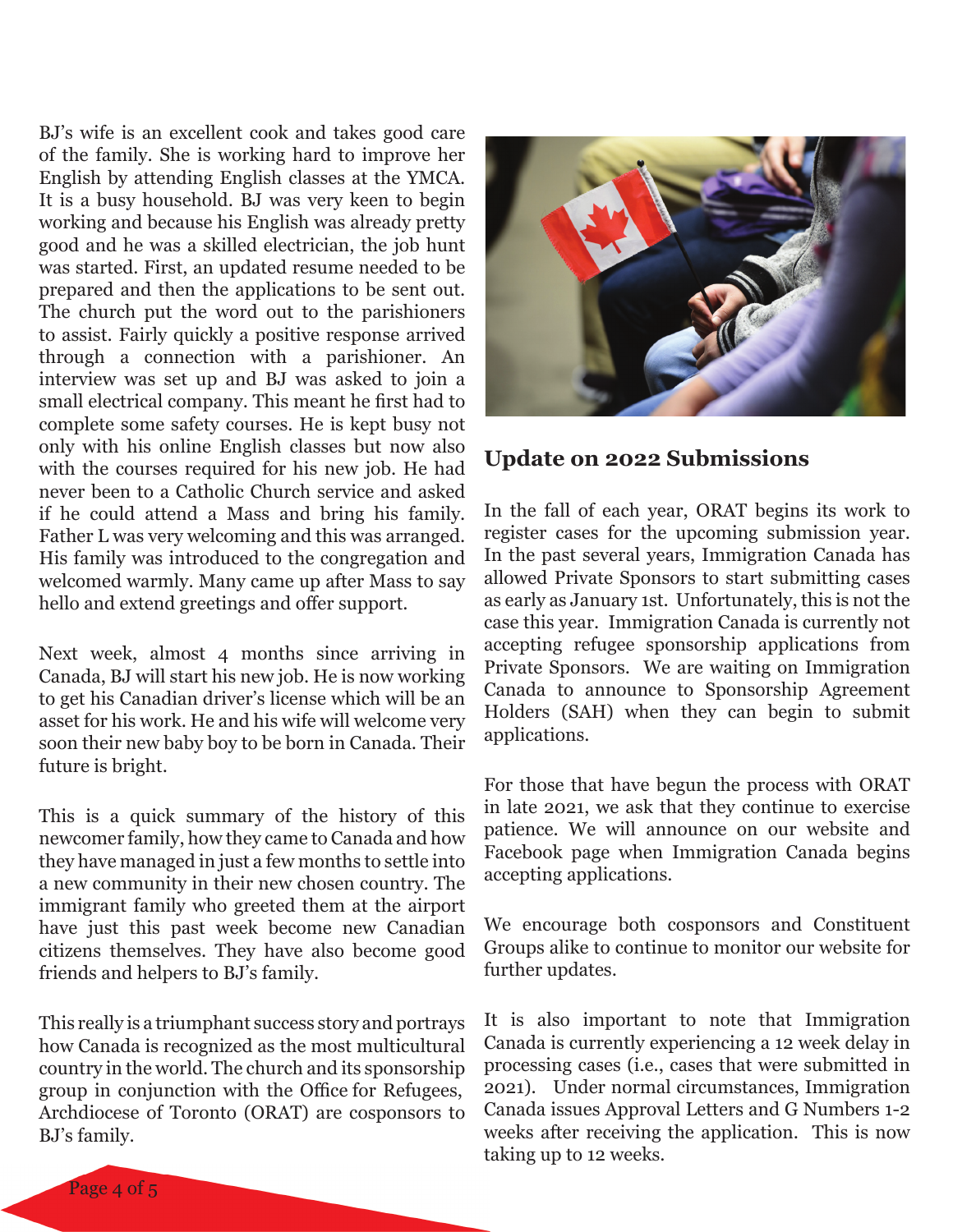BJ's wife is an excellent cook and takes good care of the family. She is working hard to improve her English by attending English classes at the YMCA. It is a busy household. BJ was very keen to begin working and because his English was already pretty good and he was a skilled electrician, the job hunt was started. First, an updated resume needed to be prepared and then the applications to be sent out. The church put the word out to the parishioners to assist. Fairly quickly a positive response arrived through a connection with a parishioner. An interview was set up and BJ was asked to join a small electrical company. This meant he first had to complete some safety courses. He is kept busy not only with his online English classes but now also with the courses required for his new job. He had never been to a Catholic Church service and asked if he could attend a Mass and bring his family. Father L was very welcoming and this was arranged. His family was introduced to the congregation and welcomed warmly. Many came up after Mass to say hello and extend greetings and offer support.

Next week, almost 4 months since arriving in Canada, BJ will start his new job. He is now working to get his Canadian driver's license which will be an asset for his work. He and his wife will welcome very soon their new baby boy to be born in Canada. Their future is bright.

This is a quick summary of the history of this newcomer family, how they came to Canada and how they have managed in just a few months to settle into a new community in their new chosen country. The immigrant family who greeted them at the airport have just this past week become new Canadian citizens themselves. They have also become good friends and helpers to BJ's family.

This really is a triumphant success story and portrays how Canada is recognized as the most multicultural country in the world. The church and its sponsorship group in conjunction with the Office for Refugees, Archdiocese of Toronto (ORAT) are cosponsors to BJ's family.

## Update on 2022 Submissions

In the fall of each year, ORAT begins its work to register cases for the upcoming submission year. In the past several years, Immigration Canada has allowed Private Sponsors to start submitting cases as early as January 1st. Unfortunately, this is not the case this year. Immigration Canada is currently not accepting refugee sponsorship applications from Private Sponsors. We are waiting on Immigration Canada to announce to Sponsorship Agreement Holders (SAH) when they can begin to submit applications.

For those that have begun the process with ORAT in late 2021, we ask that they continue to exercise patience. We will announce on our website and Facebook page when Immigration Canada begins accepting applications.

We encourage both cosponsors and Constituent Groups alike to continue to monitor our website for further updates.

It is also important to note that Immigration Canada is currently experiencing a 12 week delay in processing cases (i.e., cases that were submitted in 2021). Under normal circumstances, Immigration Canada issues Approval Letters and G Numbers 1-2 weeks after receiving the application. This is now taking up to 12 weeks.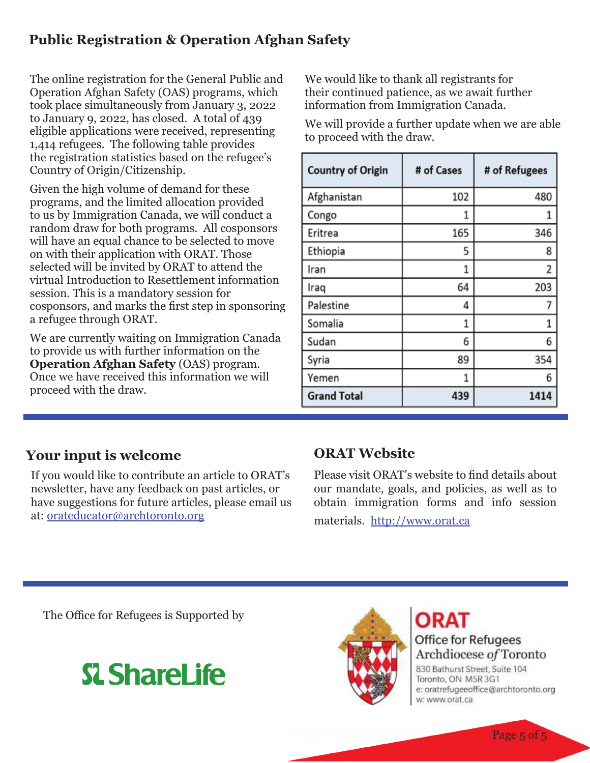## Public Registration & Operation Afghan Safety

The online registration for the General Public and Operation Afghan Safety (OAS) programs, which took place simultaneously from January 3, 2022 to January 9, 2022, has closed. A total of 439 eligible applications were received, representing 1,414 refugees. The following table provides the registration statistics based on the refugee's Country of Origin/Citizenship.

Given the high volume of demand for these programs, and the limited allocation provided to us by Immigration Canada, we will conduct a random draw for both programs. All cosponsors will have an equal chance to be selected to move on with their application with ORAT. Those selected will be invited by ORAT to attend the virtual Introduction to Resettlement information session. This is a mandatory session for cosponsors, and marks the first step in sponsoring a refugee through ORAT.

We are currently waiting on Immigration Canada to provide us with further information on the **Operation Afghan Safety** (OAS) program. Once we have received this information we will proceed with the draw.

We would like to thank all registrants for their continued patience, as we await further information from Immigration Canada.

We will provide a further update when we are able to proceed with the draw.

| Country of Origin | # of Cases | # of Refugees |
|---|---|---|
| Afghanistan | 102 | 480 |
| Congo | 1 | 1 |
| Eritrea | 165 | 346 |
| Ethiopia | 5 | 8 |
| Iran | 1 | 2 |
| Iraq | 64 | 203 |
| Palestine | 4 | 7 |
| Somalia | 1 | 1 |
| Sudan | 6 | 6 |
| Syria | 89 | 354 |
| Yemen | 1 | 6 |
| **Grand Total** | **439** | **1414** |

## Your input is welcome

If you would like to contribute an article to ORAT's newsletter, have any feedback on past articles, or have suggestions for future articles, please email us at: orateducator@archtoronto.org

## ORAT Website

Please visit ORAT's website to find details about our mandate, goals, and policies, as well as to obtain immigration forms and info session materials. http://www.orat.ca

The Office for Refugees is Supported by

ShareLife

ORAT
Office for Refugees
Archdiocese of Toronto
830 Bathurst Street, Suite 104
Toronto, ON M5R 3G1
e: oratrefugeeoffice@archtoronto.org
w: www.orat.ca